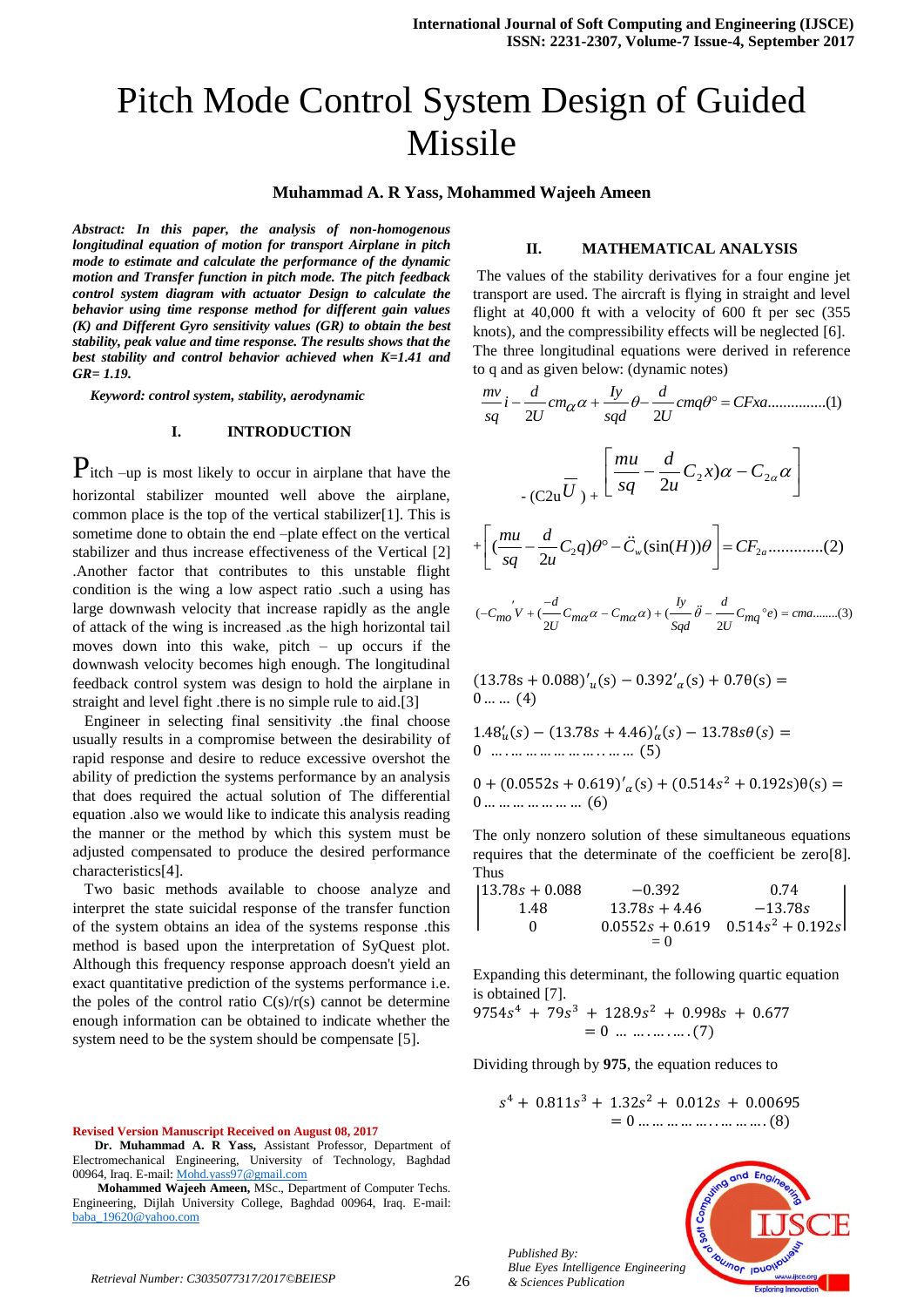# Pitch Mode Control System Design of Guided Missile

**Muhammad A. R Yass, Mohammed Wajeeh Ameen**

***Abstract:** In this paper, the analysis of non-homogenous longitudinal equation of motion for transport Airplane in pitch mode to estimate and calculate the performance of the dynamic motion and Transfer function in pitch mode. The pitch feedback control system diagram with actuator Design to calculate the behavior using time response method for different gain values (K) and Different Gyro sensitivity values (GR) to obtain the best stability, peak value and time response. The results shows that the best stability and control behavior achieved when K=1.41 and GR= 1.19.*

***Keyword:** control system, stability, aerodynamic*

## I. INTRODUCTION

Pitch –up is most likely to occur in airplane that have the horizontal stabilizer mounted well above the airplane, common place is the top of the vertical stabilizer[1]. This is sometime done to obtain the end –plate effect on the vertical stabilizer and thus increase effectiveness of the Vertical [2] .Another factor that contributes to this unstable flight condition is the wing a low aspect ratio .such a using has large downwash velocity that increase rapidly as the angle of attack of the wing is increased .as the high horizontal tail moves down into this wake, pitch – up occurs if the downwash velocity becomes high enough. The longitudinal feedback control system was design to hold the airplane in straight and level fight .there is no simple rule to aid.[3]

Engineer in selecting final sensitivity .the final choose usually results in a compromise between the desirability of rapid response and desire to reduce excessive overshot the ability of prediction the systems performance by an analysis that does required the actual solution of The differential equation .also we would like to indicate this analysis reading the manner or the method by which this system must be adjusted compensated to produce the desired performance characteristics[4].

Two basic methods available to choose analyze and interpret the state suicidal response of the transfer function of the system obtains an idea of the systems response .this method is based upon the interpretation of SyQuest plot. Although this frequency response approach doesn't yield an exact quantitative prediction of the systems performance i.e. the poles of the control ratio C(s)/r(s) cannot be determine enough information can be obtained to indicate whether the system need to be the system should be compensate [5].

## II. MATHEMATICAL ANALYSIS

The values of the stability derivatives for a four engine jet transport are used. The aircraft is flying in straight and level flight at 40,000 ft with a velocity of 600 ft per sec (355 knots), and the compressibility effects will be neglected [6]. The three longitudinal equations were derived in reference to q and as given below: (dynamic notes)

$$\frac{mv}{sq}i - \frac{d}{2U}cm_{\alpha}\alpha + \frac{Iy}{sqd}\theta - \frac{d}{2U}cmq\theta^{\circ} = CFxa \ldots\ldots\ldots\ldots\ldots(1)$$

$$-(C2u\overline{U}) + \left[\frac{mu}{sq} - \frac{d}{2u}C_2x)\alpha - C_{2\alpha}\alpha\right] + \left[(\frac{mu}{sq} - \frac{d}{2u}C_2q)\theta^{\circ} - \ddot{C}_w(\sin(H))\theta\right] = CF_{2a} \ldots\ldots\ldots\ldots(2)$$

$$(-C_{mo}{}'V + (\frac{-d}{2U}C_{m\alpha}\alpha - C_{m\alpha}\alpha) + (\frac{Iy}{Sqd}\ddot{\theta} - \frac{d}{2U}C_{mq}{}^{\circ}e) = cma \ldots\ldots(3)$$

$$(13.78s + 0.088)'_u(s) - 0.392'_\alpha(s) + 0.7\theta(s) = 0 \ldots \ldots (4)$$

$$1.48'_u(s) - (13.78s + 4.46)'_\alpha(s) - 13.78s\theta(s) = 0 \ldots\ldots\ldots\ldots\ldots\ldots\ldots\ldots\ldots (5)$$

$$0 + (0.0552s + 0.619)'_\alpha(s) + (0.514s^2 + 0.192s)\theta(s) = 0 \ldots\ldots\ldots\ldots\ldots\ldots (6)$$

The only nonzero solution of these simultaneous equations requires that the determinate of the coefficient be zero[8]. Thus

$$\begin{vmatrix} 13.78s + 0.088 & -0.392 & 0.74 \\ 1.48 & 13.78s + 4.46 & -13.78s \\ 0 & 0.0552s + 0.619 & 0.514s^2 + 0.192s \end{vmatrix} = 0$$

Expanding this determinant, the following quartic equation is obtained [7].

$$9754s^4 + 79s^3 + 128.9s^2 + 0.998s + 0.677 = 0 \ldots \ldots\ldots\ldots(7)$$

Dividing through by **975**, the equation reduces to

$$s^4 + 0.811s^3 + 1.32s^2 + 0.012s + 0.00695 = 0 \ldots\ldots\ldots\ldots\ldots\ldots\ldots (8)$$

**Revised Version Manuscript Received on August 08, 2017**

**Dr. Muhammad A. R Yass,** Assistant Professor, Department of Electromechanical Engineering, University of Technology, Baghdad 00964, Iraq. E-mail: Mohd.yass97@gmail.com

**Mohammed Wajeeh Ameen,** MSc., Department of Computer Techs. Engineering, Dijlah University College, Baghdad 00964, Iraq. E-mail: baba_19620@yahoo.com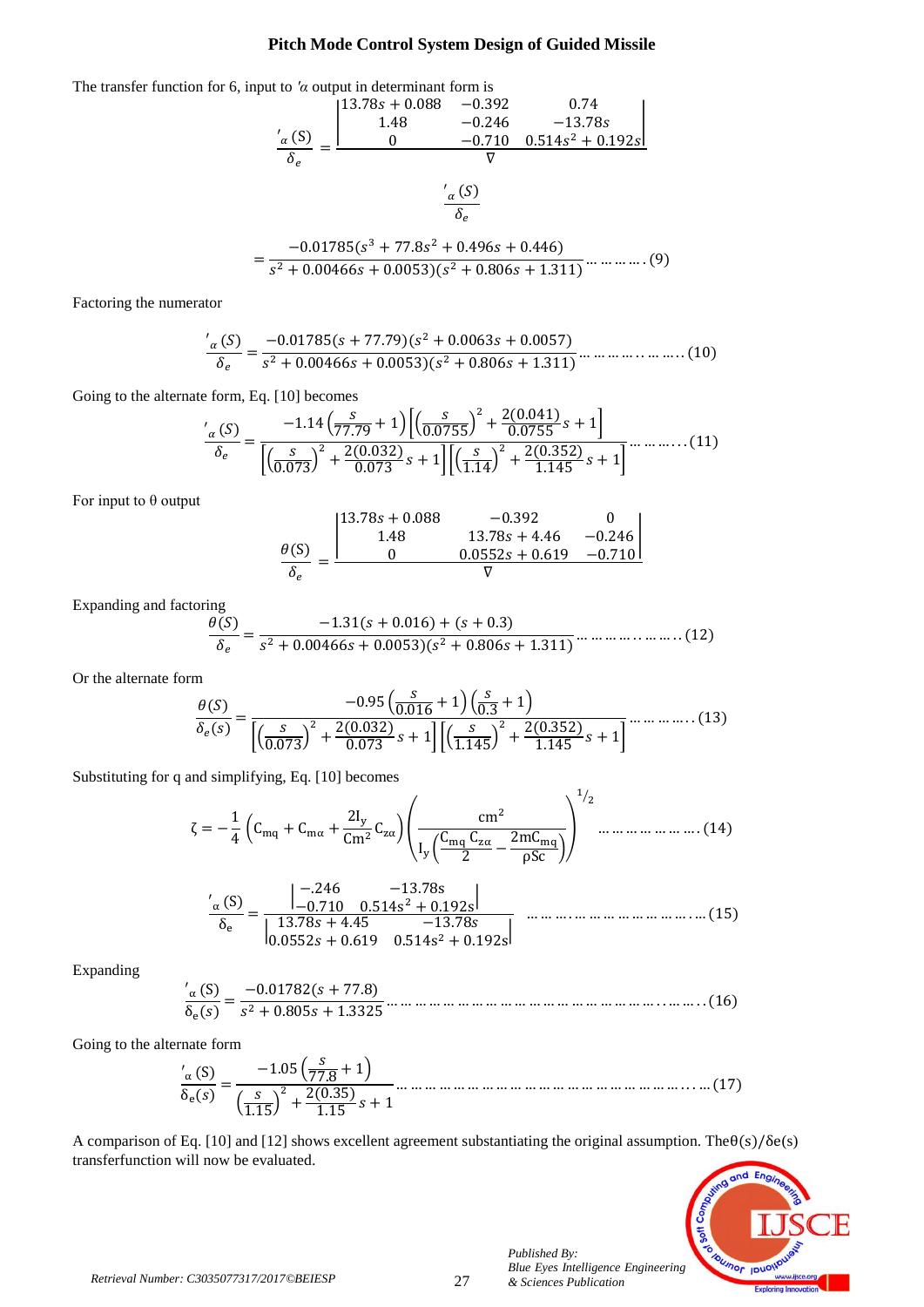The transfer function for 6, input to $'\alpha$ output in determinant form is

$$\frac{'_{\alpha}(S)}{\delta_e} = \frac{\begin{vmatrix} 13.78s + 0.088 & -0.392 & 0.74 \\ 1.48 & -0.246 & -13.78s \\ 0 & -0.710 & 0.514s^2 + 0.192s \end{vmatrix}}{\nabla}$$

$$\frac{'_{\alpha}(S)}{\delta_e}$$

$$= \frac{-0.01785(s^3 + 77.8s^2 + 0.496s + 0.446)}{s^2 + 0.00466s + 0.0053)(s^2 + 0.806s + 1.311)} \quad (9)$$

Factoring the numerator

$$\frac{'_{\alpha}(S)}{\delta_e} = \frac{-0.01785(s + 77.79)(s^2 + 0.0063s + 0.0057)}{s^2 + 0.00466s + 0.0053)(s^2 + 0.806s + 1.311)} \quad (10)$$

Going to the alternate form, Eq. [10] becomes

$$\frac{'_{\alpha}(S)}{\delta_e} = \frac{-1.14\left(\frac{s}{77.79} + 1\right)\left[\left(\frac{s}{0.0755}\right)^2 + \frac{2(0.041)}{0.0755}s + 1\right]}{\left[\left(\frac{s}{0.073}\right)^2 + \frac{2(0.032)}{0.073}s + 1\right]\left[\left(\frac{s}{1.14}\right)^2 + \frac{2(0.352)}{1.145}s + 1\right]} \quad (11)$$

For input to θ output

$$\frac{\theta(S)}{\delta_e} = \frac{\begin{vmatrix} 13.78s + 0.088 & -0.392 & 0 \\ 1.48 & 13.78s + 4.46 & -0.246 \\ 0 & 0.0552s + 0.619 & -0.710 \end{vmatrix}}{\nabla}$$

Expanding and factoring

$$\frac{\theta(S)}{\delta_e} = \frac{-1.31(s + 0.016) + (s + 0.3)}{s^2 + 0.00466s + 0.0053)(s^2 + 0.806s + 1.311)} \quad (12)$$

Or the alternate form

$$\frac{\theta(S)}{\delta_e(s)} = \frac{-0.95\left(\frac{s}{0.016} + 1\right)\left(\frac{s}{0.3} + 1\right)}{\left[\left(\frac{s}{0.073}\right)^2 + \frac{2(0.032)}{0.073}s + 1\right]\left[\left(\frac{s}{1.145}\right)^2 + \frac{2(0.352)}{1.145}s + 1\right]} \quad (13)$$

Substituting for q and simplifying, Eq. [10] becomes

$$\zeta = -\frac{1}{4}\left(C_{mq} + C_{m\alpha} + \frac{2I_y}{Cm^2}C_{z\alpha}\right)\left(\frac{cm^2}{I_y\left(\frac{C_{mq}\,C_{z\alpha}}{2} - \frac{2mC_{mq}}{\rho Sc}\right)}\right)^{1/2} \quad (14)$$

$$\frac{'_{\alpha}(S)}{\delta_e} = \frac{\begin{vmatrix} -.246 & -13.78s \\ -0.710 & 0.514s^2 + 0.192s \end{vmatrix}}{\begin{vmatrix} 13.78s + 4.45 & -13.78s \\ 0.0552s + 0.619 & 0.514s^2 + 0.192s \end{vmatrix}} \quad (15)$$

Expanding

$$\frac{'_{\alpha}(S)}{\delta_e(s)} = \frac{-0.01782(s + 77.8)}{s^2 + 0.805s + 1.3325} \quad (16)$$

Going to the alternate form

$$\frac{'_{\alpha}(S)}{\delta_e(s)} = \frac{-1.05\left(\frac{s}{77.8} + 1\right)}{\left(\frac{s}{1.15}\right)^2 + \frac{2(0.35)}{1.15}s + 1} \quad (17)$$

A comparison of Eq. [10] and [12] shows excellent agreement substantiating the original assumption. The $\theta(s)/\delta e(s)$ transferfunction will now be evaluated.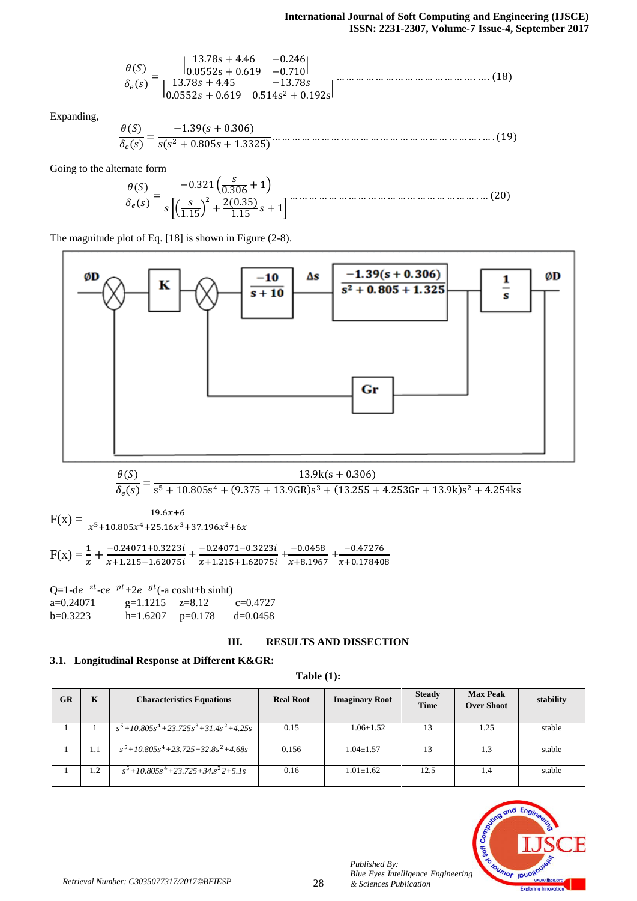$$\frac{\theta(S)}{\delta_e(s)} = \frac{\begin{vmatrix} 13.78s + 4.46 & -0.246 \\ 0.0552s + 0.619 & -0.710 \end{vmatrix}}{\begin{vmatrix} 13.78s + 4.45 & -13.78s \\ 0.0552s + 0.619 & 0.514s^2 + 0.192s \end{vmatrix}} \quad (18)$$

Expanding,

$$\frac{\theta(S)}{\delta_e(s)} = \frac{-1.39(s + 0.306)}{s(s^2 + 0.805s + 1.3325)} \quad (19)$$

Going to the alternate form

$$\frac{\theta(S)}{\delta_e(s)} = \frac{-0.321\left(\frac{s}{0.306} + 1\right)}{s\left[\left(\frac{s}{1.15}\right)^2 + \frac{2(0.35)}{1.15}s + 1\right]} \quad (20)$$

The magnitude plot of Eq. [18] is shown in Figure (2-8).

$$\frac{\theta(S)}{\delta_e(s)} = \frac{13.9k(s + 0.306)}{s^5 + 10.805s^4 + (9.375 + 13.9GR)s^3 + (13.255 + 4.253Gr + 13.9k)s^2 + 4.254ks}$$

$$F(x) = \frac{19.6x+6}{x^5+10.805x^4+25.16x^3+37.196x^2+6x}$$

$$F(x) = \frac{1}{x} + \frac{-0.24071+0.3223i}{x+1.215-1.62075i} + \frac{-0.24071-0.3223i}{x+1.215+1.62075i} + \frac{-0.0458}{x+8.1967} + \frac{-0.47276}{x+0.178408}$$

$Q=1\text{-}de^{-zt}\text{-}ce^{-pt}+2e^{-gt}(\text{-}a\cosh t + b\sinh t)$

a=0.24071 g=1.1215 z=8.12 c=0.4727

b=0.3223 h=1.6207 p=0.178 d=0.0458

## III. RESULTS AND DISSECTION

### 3.1. Longitudinal Response at Different K&GR:

**Table (1):**

| GR | K | Characteristics Equations | Real Root | Imaginary Root | Steady Time | Max Peak Over Shoot | stability |
|---|---|---|---|---|---|---|---|
| 1 | 1 | $s^5+10.805s^4+23.725s^3+31.4s^2+4.25s$ | 0.15 | 1.06±1.52 | 13 | 1.25 | stable |
| 1 | 1.1 | $s^5+10.805s^4+23.725+32.8s^2+4.68s$ | 0.156 | 1.04±1.57 | 13 | 1.3 | stable |
| 1 | 1.2 | $s^5+10.805s^4+23.725+34.s^2 2+5.1s$ | 0.16 | 1.01±1.62 | 12.5 | 1.4 | stable |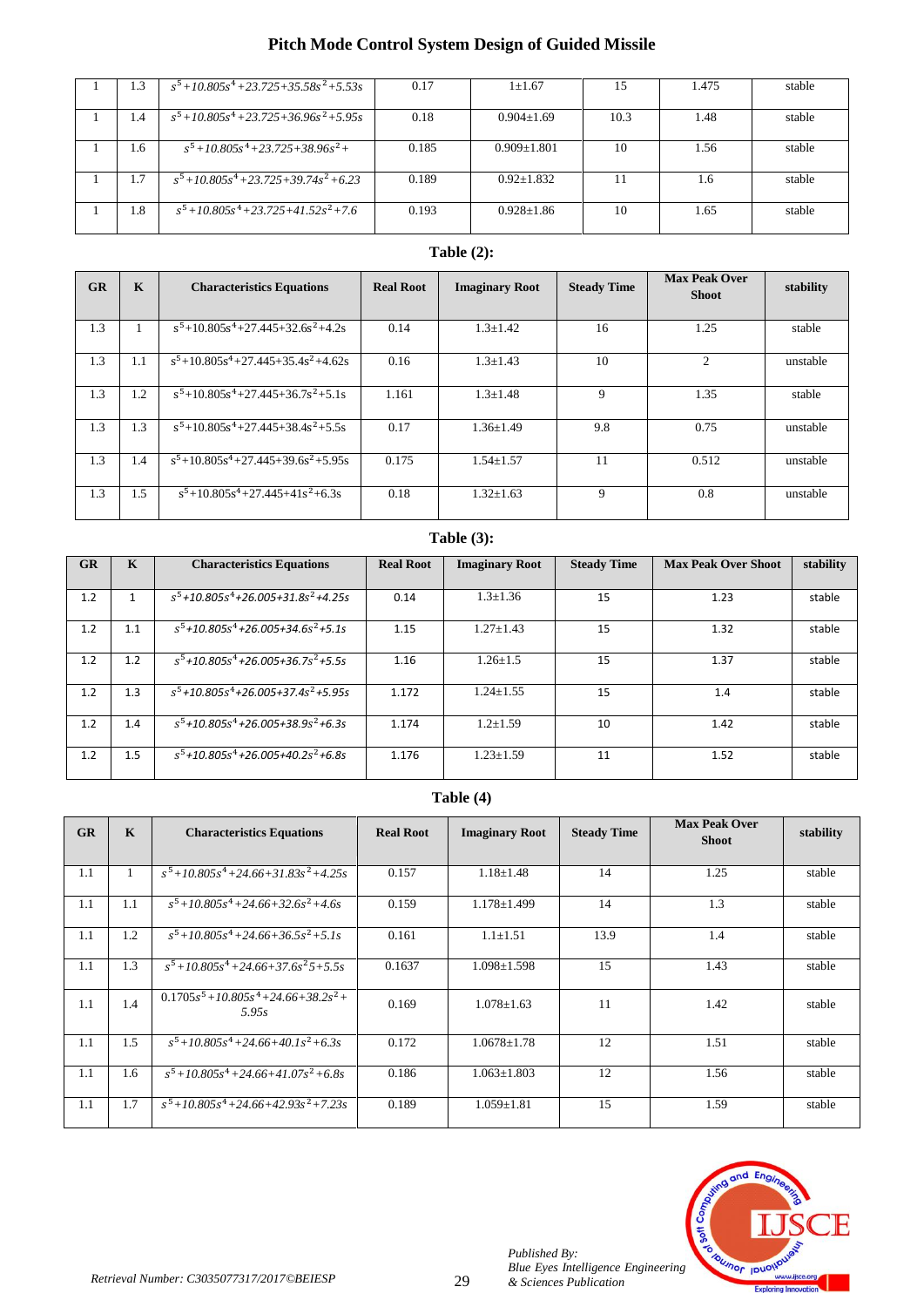| | | | | | | | |
|---|---|---|---|---|---|---|---|
| 1 | 1.3 | $s^5+10.805s^4+23.725+35.58s^2+5.53s$ | 0.17 | 1±1.67 | 15 | 1.475 | stable |
| 1 | 1.4 | $s^5+10.805s^4+23.725+36.96s^2+5.95s$ | 0.18 | 0.904±1.69 | 10.3 | 1.48 | stable |
| 1 | 1.6 | $s^5+10.805s^4+23.725+38.96s^2+$ | 0.185 | 0.909±1.801 | 10 | 1.56 | stable |
| 1 | 1.7 | $s^5+10.805s^4+23.725+39.74s^2+6.23$ | 0.189 | 0.92±1.832 | 11 | 1.6 | stable |
| 1 | 1.8 | $s^5+10.805s^4+23.725+41.52s^2+7.6$ | 0.193 | 0.928±1.86 | 10 | 1.65 | stable |

**Table (2):**

| GR | K | Characteristics Equations | Real Root | Imaginary Root | Steady Time | Max Peak Over Shoot | stability |
|---|---|---|---|---|---|---|---|
| 1.3 | 1 | $s^5+10.805s^4+27.445+32.6s^2+4.2s$ | 0.14 | 1.3±1.42 | 16 | 1.25 | stable |
| 1.3 | 1.1 | $s^5+10.805s^4+27.445+35.4s^2+4.62s$ | 0.16 | 1.3±1.43 | 10 | 2 | unstable |
| 1.3 | 1.2 | $s^5+10.805s^4+27.445+36.7s^2+5.1s$ | 1.161 | 1.3±1.48 | 9 | 1.35 | stable |
| 1.3 | 1.3 | $s^5+10.805s^4+27.445+38.4s^2+5.5s$ | 0.17 | 1.36±1.49 | 9.8 | 0.75 | unstable |
| 1.3 | 1.4 | $s^5+10.805s^4+27.445+39.6s^2+5.95s$ | 0.175 | 1.54±1.57 | 11 | 0.512 | unstable |
| 1.3 | 1.5 | $s^5+10.805s^4+27.445+41s^2+6.3s$ | 0.18 | 1.32±1.63 | 9 | 0.8 | unstable |

**Table (3):**

| GR | K | Characteristics Equations | Real Root | Imaginary Root | Steady Time | Max Peak Over Shoot | stability |
|---|---|---|---|---|---|---|---|
| 1.2 | 1 | $s^5+10.805s^4+26.005+31.8s^2+4.25s$ | 0.14 | 1.3±1.36 | 15 | 1.23 | stable |
| 1.2 | 1.1 | $s^5+10.805s^4+26.005+34.6s^2+5.1s$ | 1.15 | 1.27±1.43 | 15 | 1.32 | stable |
| 1.2 | 1.2 | $s^5+10.805s^4+26.005+36.7s^2+5.5s$ | 1.16 | 1.26±1.5 | 15 | 1.37 | stable |
| 1.2 | 1.3 | $s^5+10.805s^4+26.005+37.4s^2+5.95s$ | 1.172 | 1.24±1.55 | 15 | 1.4 | stable |
| 1.2 | 1.4 | $s^5+10.805s^4+26.005+38.9s^2+6.3s$ | 1.174 | 1.2±1.59 | 10 | 1.42 | stable |
| 1.2 | 1.5 | $s^5+10.805s^4+26.005+40.2s^2+6.8s$ | 1.176 | 1.23±1.59 | 11 | 1.52 | stable |

**Table (4)**

| GR | K | Characteristics Equations | Real Root | Imaginary Root | Steady Time | Max Peak Over Shoot | stability |
|---|---|---|---|---|---|---|---|
| 1.1 | 1 | $s^5+10.805s^4+24.66+31.83s^2+4.25s$ | 0.157 | 1.18±1.48 | 14 | 1.25 | stable |
| 1.1 | 1.1 | $s^5+10.805s^4+24.66+32.6s^2+4.6s$ | 0.159 | 1.178±1.499 | 14 | 1.3 | stable |
| 1.1 | 1.2 | $s^5+10.805s^4+24.66+36.5s^2+5.1s$ | 0.161 | 1.1±1.51 | 13.9 | 1.4 | stable |
| 1.1 | 1.3 | $s^5+10.805s^4+24.66+37.6s^25+5.5s$ | 0.1637 | 1.098±1.598 | 15 | 1.43 | stable |
| 1.1 | 1.4 | $0.1705s^5+10.805s^4+24.66+38.2s^2+5.95s$ | 0.169 | 1.078±1.63 | 11 | 1.42 | stable |
| 1.1 | 1.5 | $s^5+10.805s^4+24.66+40.1s^2+6.3s$ | 0.172 | 1.0678±1.78 | 12 | 1.51 | stable |
| 1.1 | 1.6 | $s^5+10.805s^4+24.66+41.07s^2+6.8s$ | 0.186 | 1.063±1.803 | 12 | 1.56 | stable |
| 1.1 | 1.7 | $s^5+10.805s^4+24.66+42.93s^2+7.23s$ | 0.189 | 1.059±1.81 | 15 | 1.59 | stable |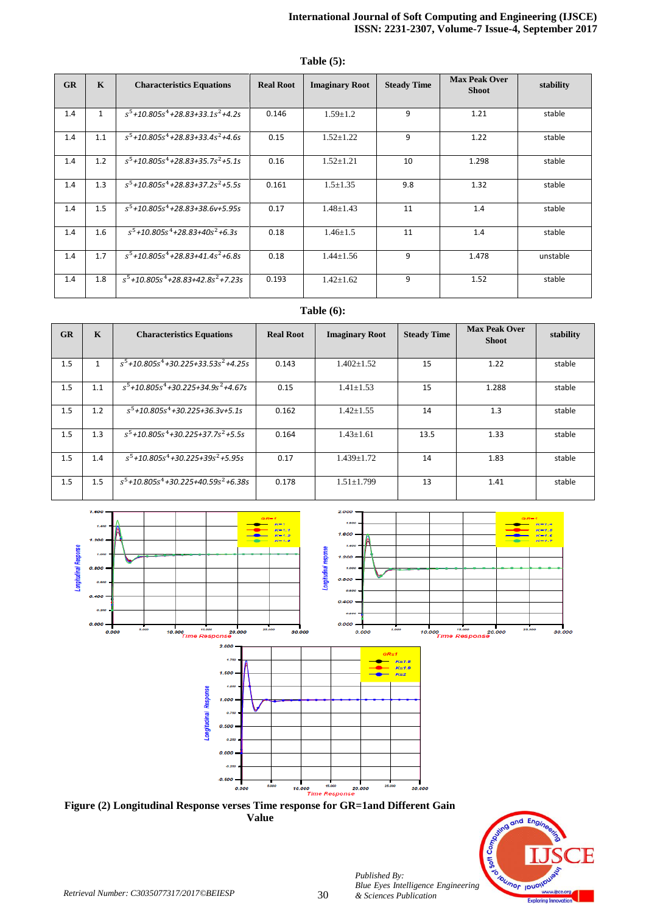**Table (5):**

| GR | K | Characteristics Equations | Real Root | Imaginary Root | Steady Time | Max Peak Over Shoot | stability |
|---|---|---|---|---|---|---|---|
| 1.4 | 1 | $s^5$+10.805$s^4$+28.83+33.1$s^2$+4.2s | 0.146 | 1.59±1.2 | 9 | 1.21 | stable |
| 1.4 | 1.1 | $s^5$+10.805$s^4$+28.83+33.4$s^2$+4.6s | 0.15 | 1.52±1.22 | 9 | 1.22 | stable |
| 1.4 | 1.2 | $s^5$+10.805$s^4$+28.83+35.7$s^2$+5.1s | 0.16 | 1.52±1.21 | 10 | 1.298 | stable |
| 1.4 | 1.3 | $s^5$+10.805$s^4$+28.83+37.2$s^2$+5.5s | 0.161 | 1.5±1.35 | 9.8 | 1.32 | stable |
| 1.4 | 1.5 | $s^5$+10.805$s^4$+28.83+38.6v+5.95s | 0.17 | 1.48±1.43 | 11 | 1.4 | stable |
| 1.4 | 1.6 | $s^5$+10.805$s^4$+28.83+40$s^2$+6.3s | 0.18 | 1.46±1.5 | 11 | 1.4 | stable |
| 1.4 | 1.7 | $s^5$+10.805$s^4$+28.83+41.4$s^2$+6.8s | 0.18 | 1.44±1.56 | 9 | 1.478 | unstable |
| 1.4 | 1.8 | $s^5$+10.805$s^4$+28.83+42.8$s^2$+7.23s | 0.193 | 1.42±1.62 | 9 | 1.52 | stable |

**Table (6):**

| GR | K | Characteristics Equations | Real Root | Imaginary Root | Steady Time | Max Peak Over Shoot | stability |
|---|---|---|---|---|---|---|---|
| 1.5 | 1 | $s^5$+10.805$s^4$+30.225+33.53$s^2$+4.25s | 0.143 | 1.402±1.52 | 15 | 1.22 | stable |
| 1.5 | 1.1 | $s^5$+10.805$s^4$+30.225+34.9$s^2$+4.67s | 0.15 | 1.41±1.53 | 15 | 1.288 | stable |
| 1.5 | 1.2 | $s^5$+10.805$s^4$+30.225+36.3v+5.1s | 0.162 | 1.42±1.55 | 14 | 1.3 | stable |
| 1.5 | 1.3 | $s^5$+10.805$s^4$+30.225+37.7$s^2$+5.5s | 0.164 | 1.43±1.61 | 13.5 | 1.33 | stable |
| 1.5 | 1.4 | $s^5$+10.805$s^4$+30.225+39$s^2$+5.95s | 0.17 | 1.439±1.72 | 14 | 1.83 | stable |
| 1.5 | 1.5 | $s^5$+10.805$s^4$+30.225+40.59$s^2$+6.38s | 0.178 | 1.51±1.799 | 13 | 1.41 | stable |

**Figure (2) Longitudinal Response verses Time response for GR=1and Different Gain Value**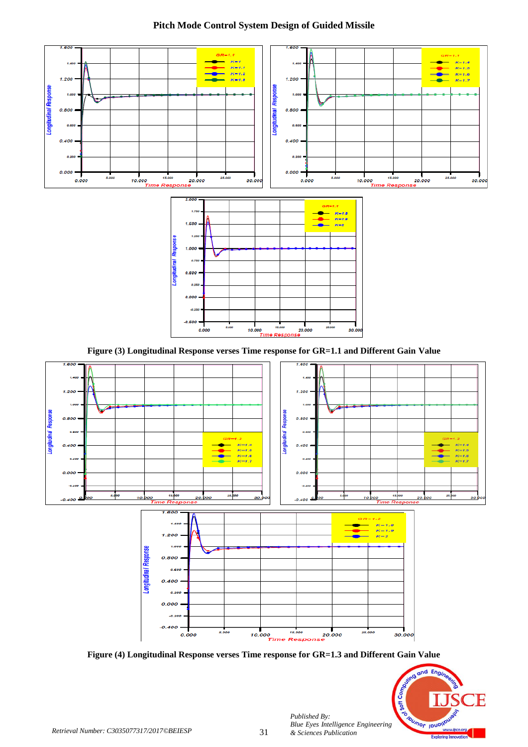Figure (3) Longitudinal Response verses Time response for GR=1.1 and Different Gain Value

Figure (4) Longitudinal Response verses Time response for GR=1.3 and Different Gain Value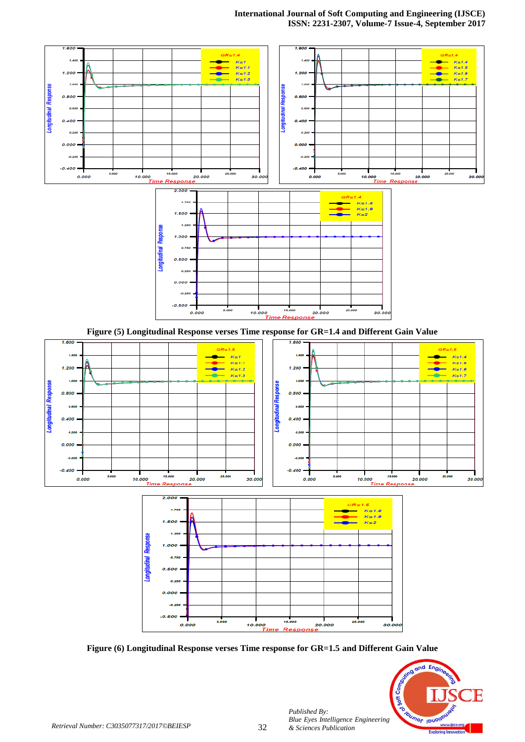Figure (5) Longitudinal Response verses Time response for GR=1.4 and Different Gain Value

Figure (6) Longitudinal Response verses Time response for GR=1.5 and Different Gain Value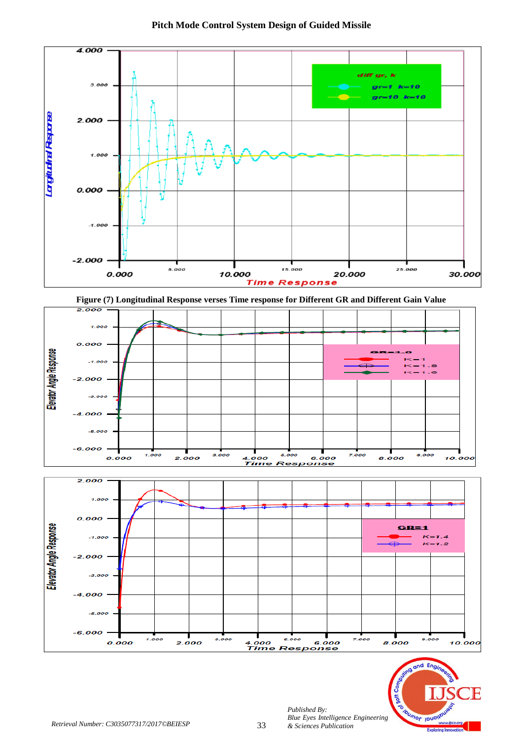Figure (7) Longitudinal Response verses Time response for Different GR and Different Gain Value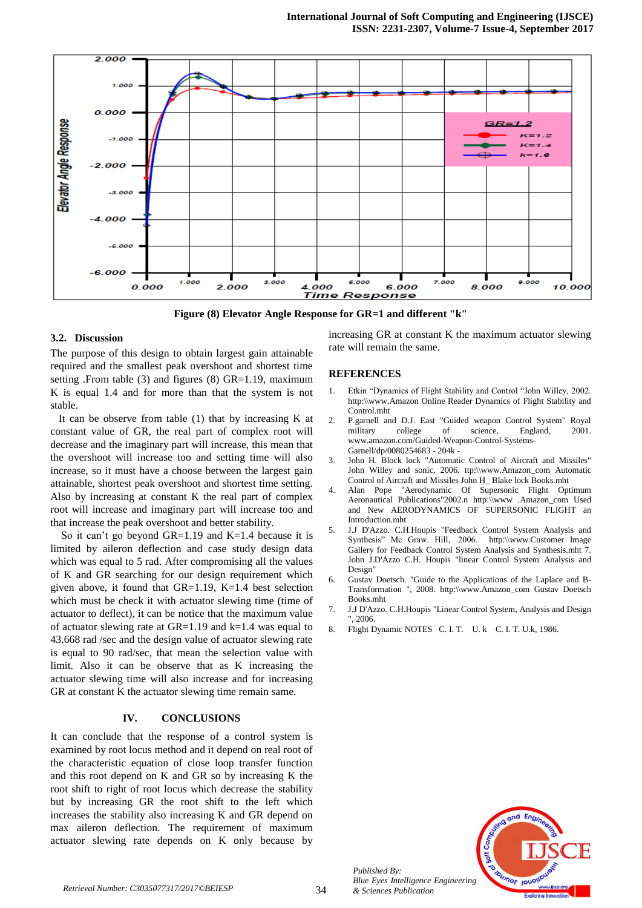2.000
1.000
0.000
-1.000
-2.000
-3.000
-4.000
-5.000
-6.000
Elevator Angle Response
0.000 1.000 2.000 3.000 4.000 5.000 6.000 7.000 8.000 9.000 10.000
Time Response
GR=1.2
K=1.2
K=1.4
k=1.6

**Figure (8) Elevator Angle Response for GR=1 and different "k"**

### 3.2. Discussion

The purpose of this design to obtain largest gain attainable required and the smallest peak overshoot and shortest time setting .From table (3) and figures (8) GR=1.19, maximum K is equal 1.4 and for more than that the system is not stable.

It can be observe from table (1) that by increasing K at constant value of GR, the real part of complex root will decrease and the imaginary part will increase, this mean that the overshoot will increase too and setting time will also increase, so it must have a choose between the largest gain attainable, shortest peak overshoot and shortest time setting. Also by increasing at constant K the real part of complex root will increase and imaginary part will increase too and that increase the peak overshoot and better stability.

So it can't go beyond GR=1.19 and K=1.4 because it is limited by aileron deflection and case study design data which was equal to 5 rad. After compromising all the values of K and GR searching for our design requirement which given above, it found that GR=1.19, K=1.4 best selection which must be check it with actuator slewing time (time of actuator to deflect), it can be notice that the maximum value of actuator slewing rate at GR=1.19 and k=1.4 was equal to 43.668 rad /sec and the design value of actuator slewing rate is equal to 90 rad/sec, that mean the selection value with limit. Also it can be observe that as K increasing the actuator slewing time will also increase and for increasing GR at constant K the actuator slewing time remain same.

## IV. CONCLUSIONS

It can conclude that the response of a control system is examined by root locus method and it depend on real root of the characteristic equation of close loop transfer function and this root depend on K and GR so by increasing K the root shift to right of root locus which decrease the stability but by increasing GR the root shift to the left which increases the stability also increasing K and GR depend on max aileron deflection. The requirement of maximum actuator slewing rate depends on K only because by increasing GR at constant K the maximum actuator slewing rate will remain the same.

## REFERENCES

1. Etkin "Dynamics of Flight Stability and Control "John Willey, 2002. http:\\www.Amazon Online Reader Dynamics of Flight Stability and Control.mht
2. P.garnell and D.J. East "Guided weapon Control System" Royal military college of science, England, 2001. www.amazon.com/Guided-Weapon-Control-Systems-Garnell/dp/0080254683 - 204k -
3. John H. Block lock "Automatic Control of Aircraft and Missiles" John Willey and sonic, 2006. ttp:\\www.Amazon_com Automatic Control of Aircraft and Missiles John H_ Blake lock Books.mht
4. Alan Pope "Aerodynamic Of Supersonic Flight Optimum Aeronautical Publications"2002.n http:\\www .Amazon_com Used and New AERODYNAMICS OF SUPERSONIC FLIGHT an Introduction.mht
5. J.J D'Azzo. C.H.Houpis "Feedback Control System Analysis and Synthesis" Mc Graw. Hill, .2006. http:\\www.Customer Image Gallery for Feedback Control System Analysis and Synthesis.mht 7. John J.D'Azzo C.H. Houpis "linear Control System Analysis and Design"
6. Gustav Doetsch. "Guide to the Applications of the Laplace and B-Transformation ", 2008. http:\\www.Amazon_com Gustav Doetsch Books.mht
7. J.J D'Azzo. C.H.Houpis "Linear Control System, Analysis and Design ", 2006.
8. Flight Dynamic NOTES C. I. T. U. k C. I. T. U.k, 1986.